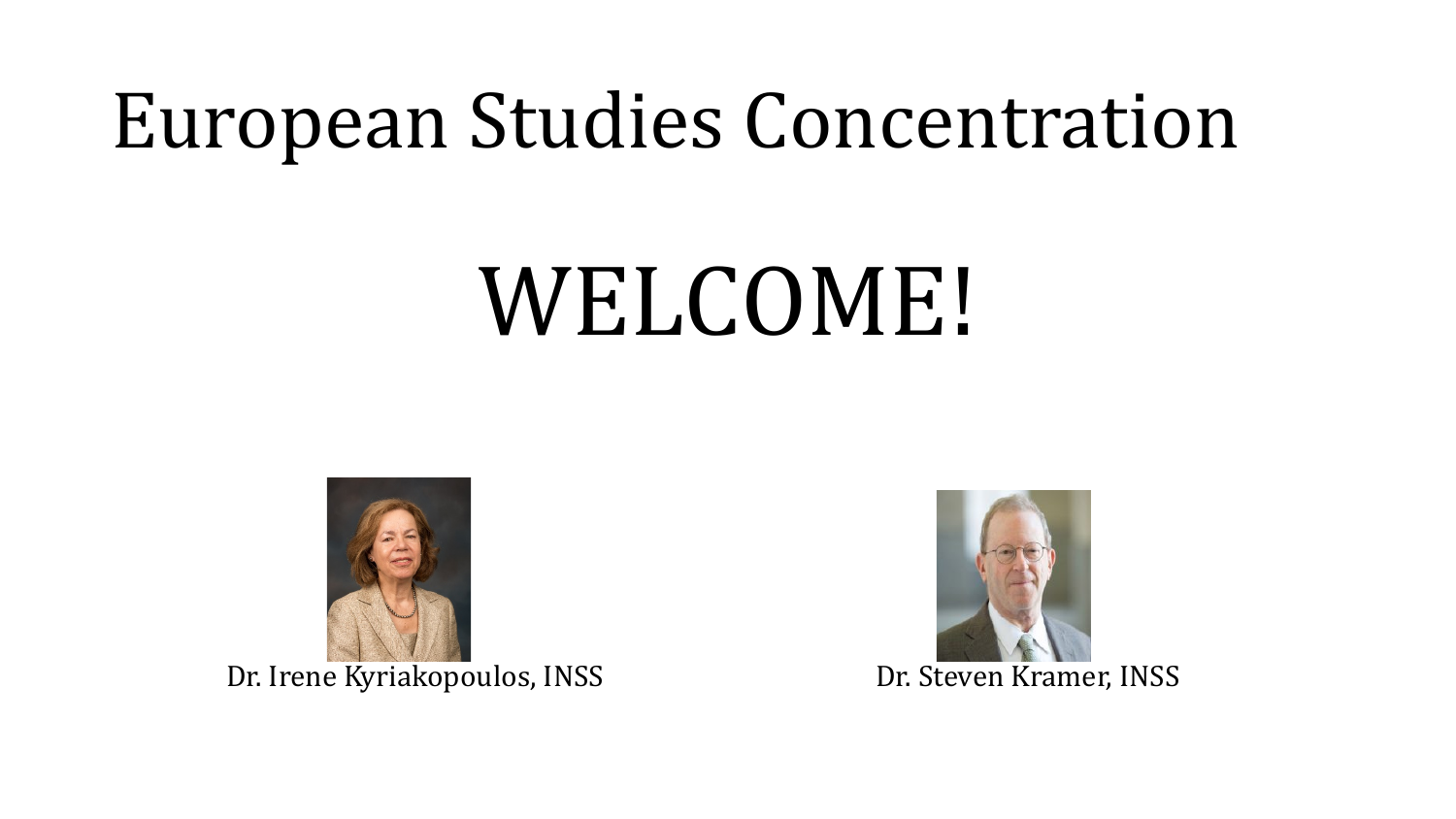# European Studies Concentration

## WELCOME!

Dr. Irene Kyriakopoulos, INSS

Dr. Steven Kramer, INSS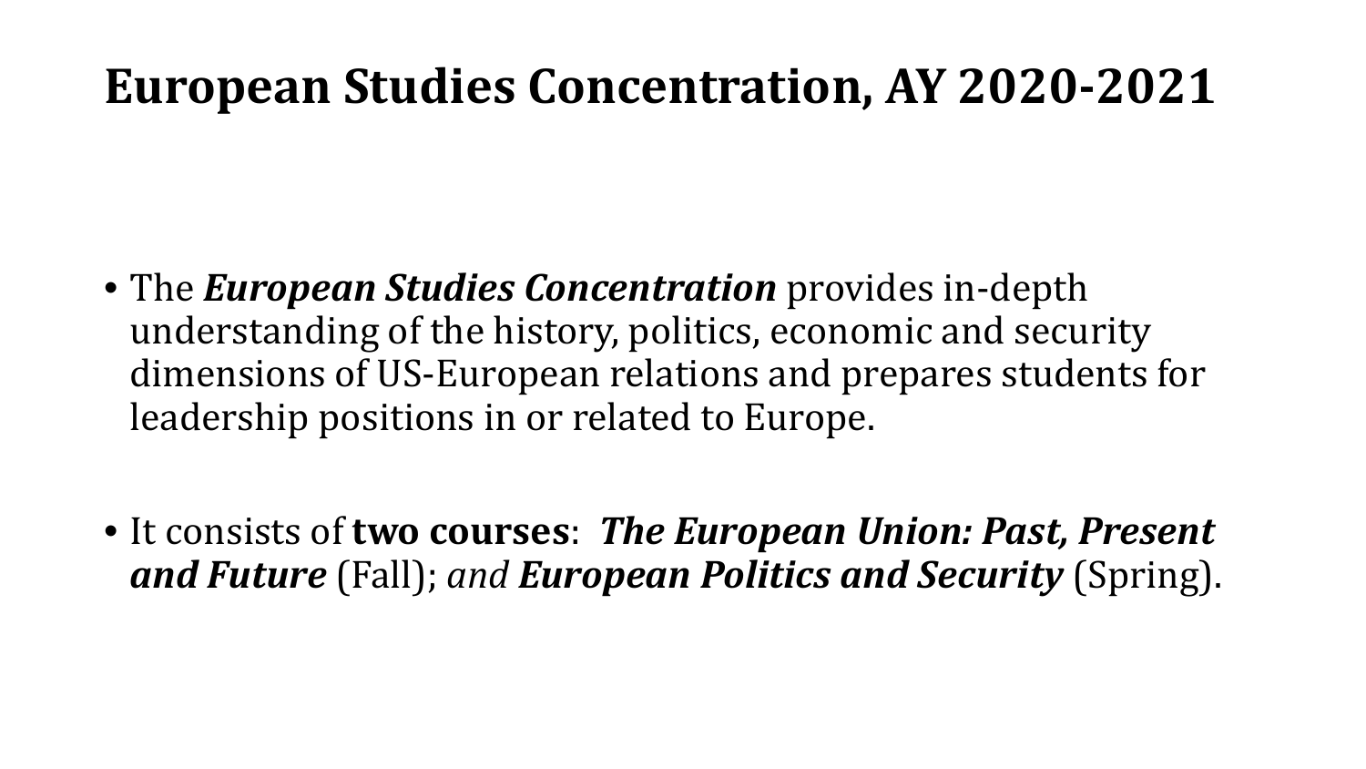# European Studies Concentration, AY 2020-2021

- The ***European Studies Concentration*** provides in-depth understanding of the history, politics, economic and security dimensions of US-European relations and prepares students for leadership positions in or related to Europe.

- It consists of **two courses**: ***The European Union: Past, Present and Future*** (Fall); *and* ***European Politics and Security*** (Spring).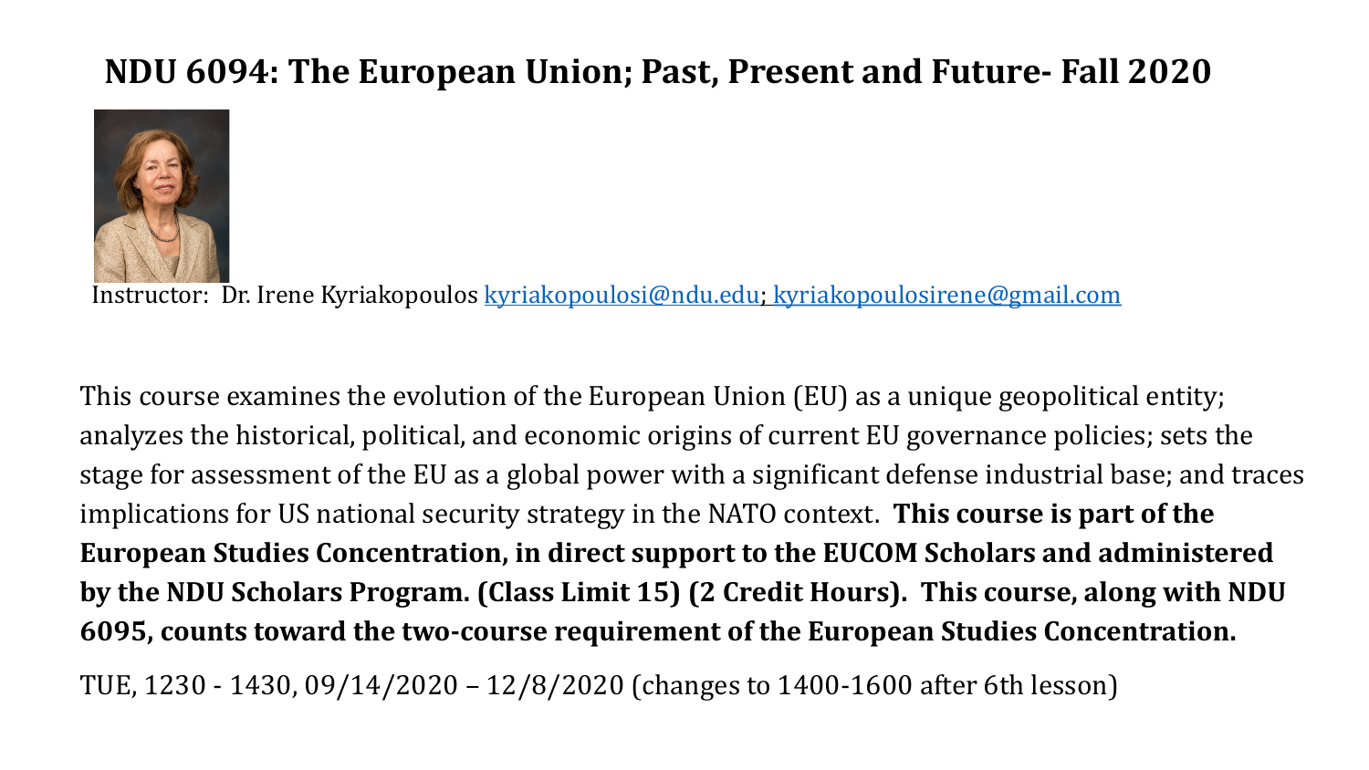# NDU 6094: The European Union; Past, Present and Future- Fall 2020

Instructor: Dr. Irene Kyriakopoulos kyriakopoulosi@ndu.edu; kyriakopoulosirene@gmail.com

This course examines the evolution of the European Union (EU) as a unique geopolitical entity; analyzes the historical, political, and economic origins of current EU governance policies; sets the stage for assessment of the EU as a global power with a significant defense industrial base; and traces implications for US national security strategy in the NATO context. **This course is part of the European Studies Concentration, in direct support to the EUCOM Scholars and administered by the NDU Scholars Program. (Class Limit 15) (2 Credit Hours). This course, along with NDU 6095, counts toward the two-course requirement of the European Studies Concentration.**

TUE, 1230 - 1430, 09/14/2020 – 12/8/2020 (changes to 1400-1600 after 6th lesson)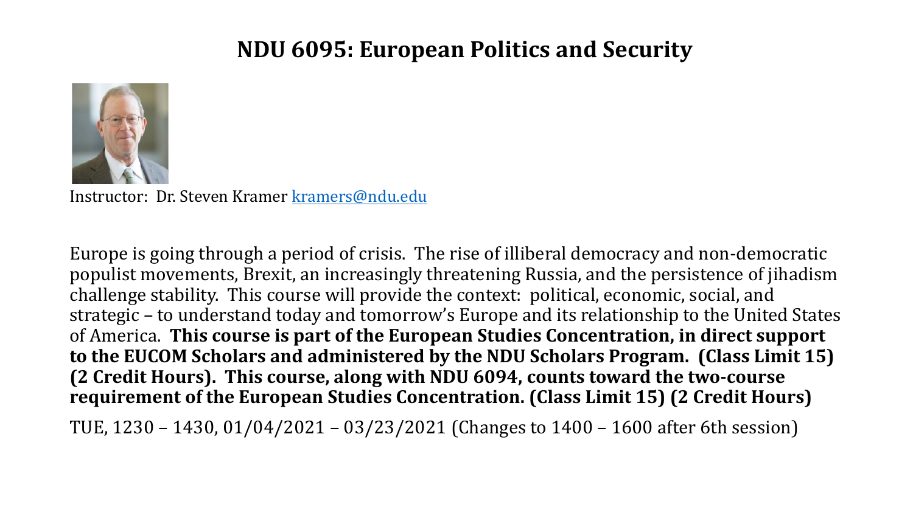# NDU 6095: European Politics and Security

Instructor: Dr. Steven Kramer [kramers@ndu.edu](mailto:kramers@ndu.edu)

Europe is going through a period of crisis. The rise of illiberal democracy and non-democratic populist movements, Brexit, an increasingly threatening Russia, and the persistence of jihadism challenge stability. This course will provide the context: political, economic, social, and strategic – to understand today and tomorrow's Europe and its relationship to the United States of America. **This course is part of the European Studies Concentration, in direct support to the EUCOM Scholars and administered by the NDU Scholars Program. (Class Limit 15) (2 Credit Hours). This course, along with NDU 6094, counts toward the two-course requirement of the European Studies Concentration. (Class Limit 15) (2 Credit Hours)**

TUE, 1230 – 1430, 01/04/2021 – 03/23/2021 (Changes to 1400 – 1600 after 6th session)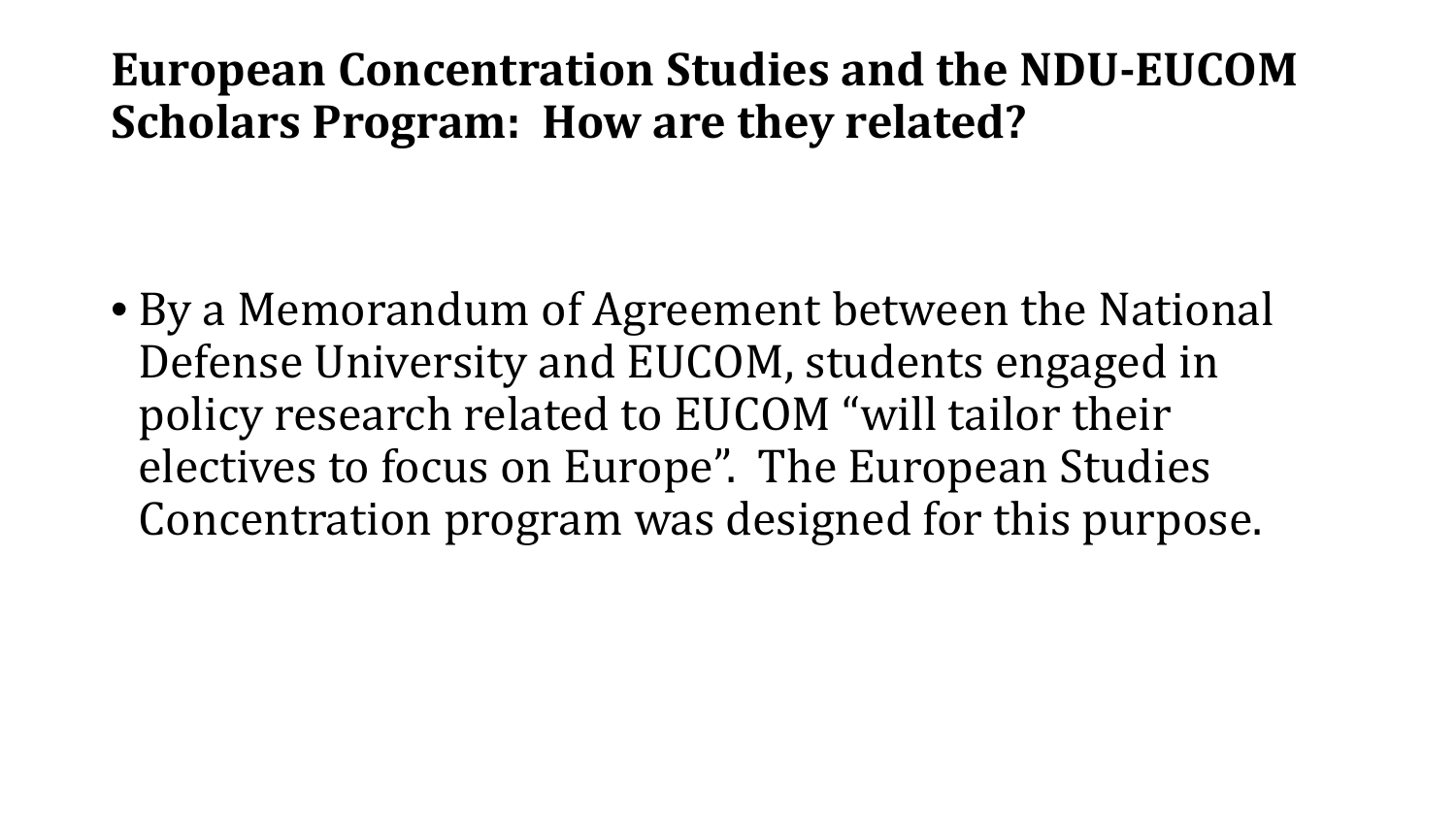# European Concentration Studies and the NDU-EUCOM Scholars Program: How are they related?

- By a Memorandum of Agreement between the National Defense University and EUCOM, students engaged in policy research related to EUCOM "will tailor their electives to focus on Europe". The European Studies Concentration program was designed for this purpose.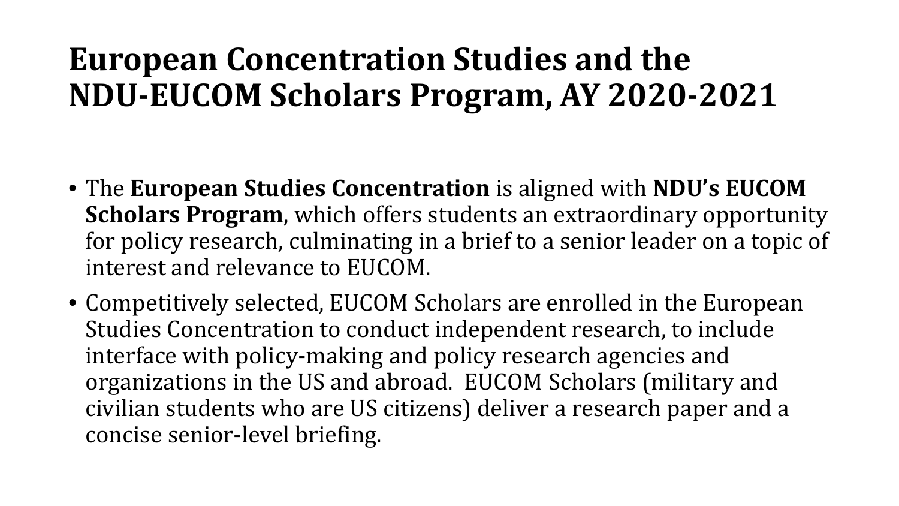# European Concentration Studies and the NDU-EUCOM Scholars Program, AY 2020-2021

- The **European Studies Concentration** is aligned with **NDU's EUCOM Scholars Program**, which offers students an extraordinary opportunity for policy research, culminating in a brief to a senior leader on a topic of interest and relevance to EUCOM.
- Competitively selected, EUCOM Scholars are enrolled in the European Studies Concentration to conduct independent research, to include interface with policy-making and policy research agencies and organizations in the US and abroad. EUCOM Scholars (military and civilian students who are US citizens) deliver a research paper and a concise senior-level briefing.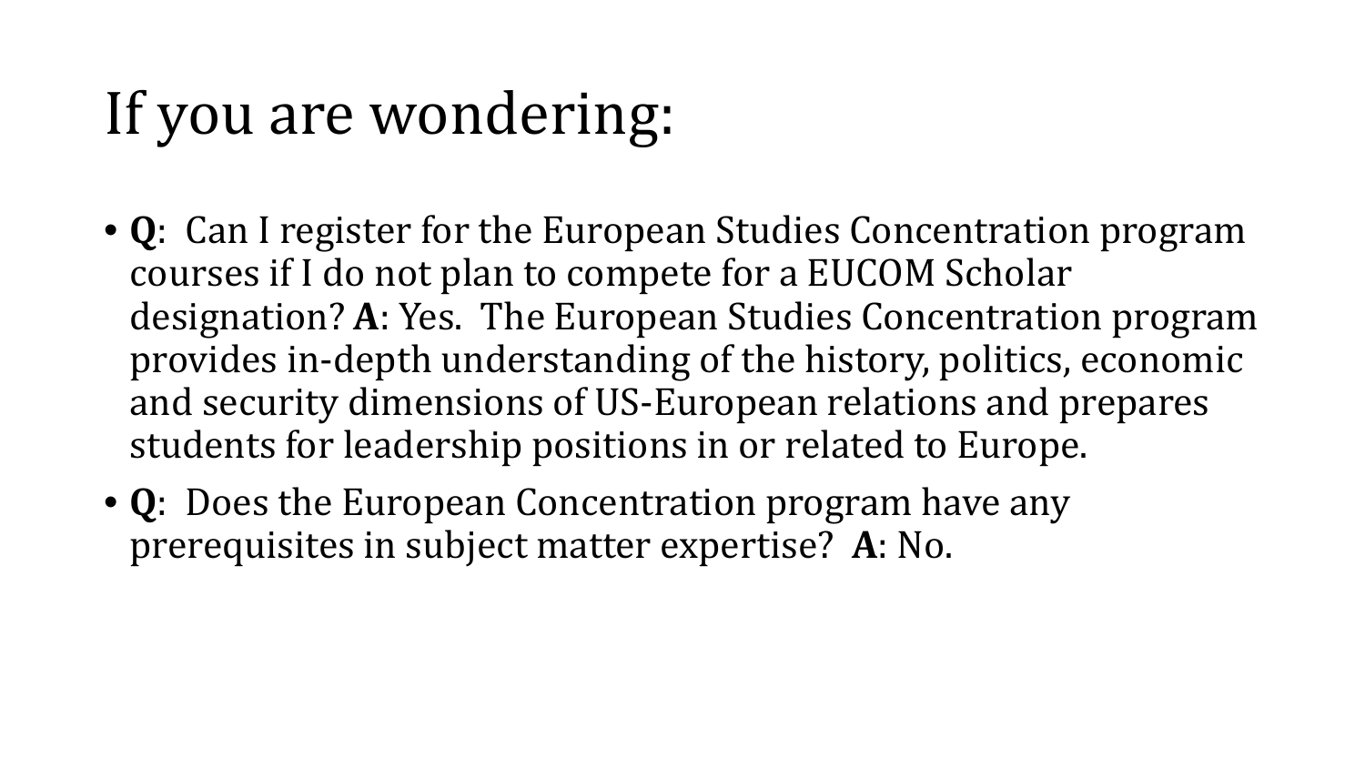# If you are wondering:

- **Q**: Can I register for the European Studies Concentration program courses if I do not plan to compete for a EUCOM Scholar designation? **A**: Yes. The European Studies Concentration program provides in-depth understanding of the history, politics, economic and security dimensions of US-European relations and prepares students for leadership positions in or related to Europe.
- **Q**: Does the European Concentration program have any prerequisites in subject matter expertise? **A**: No.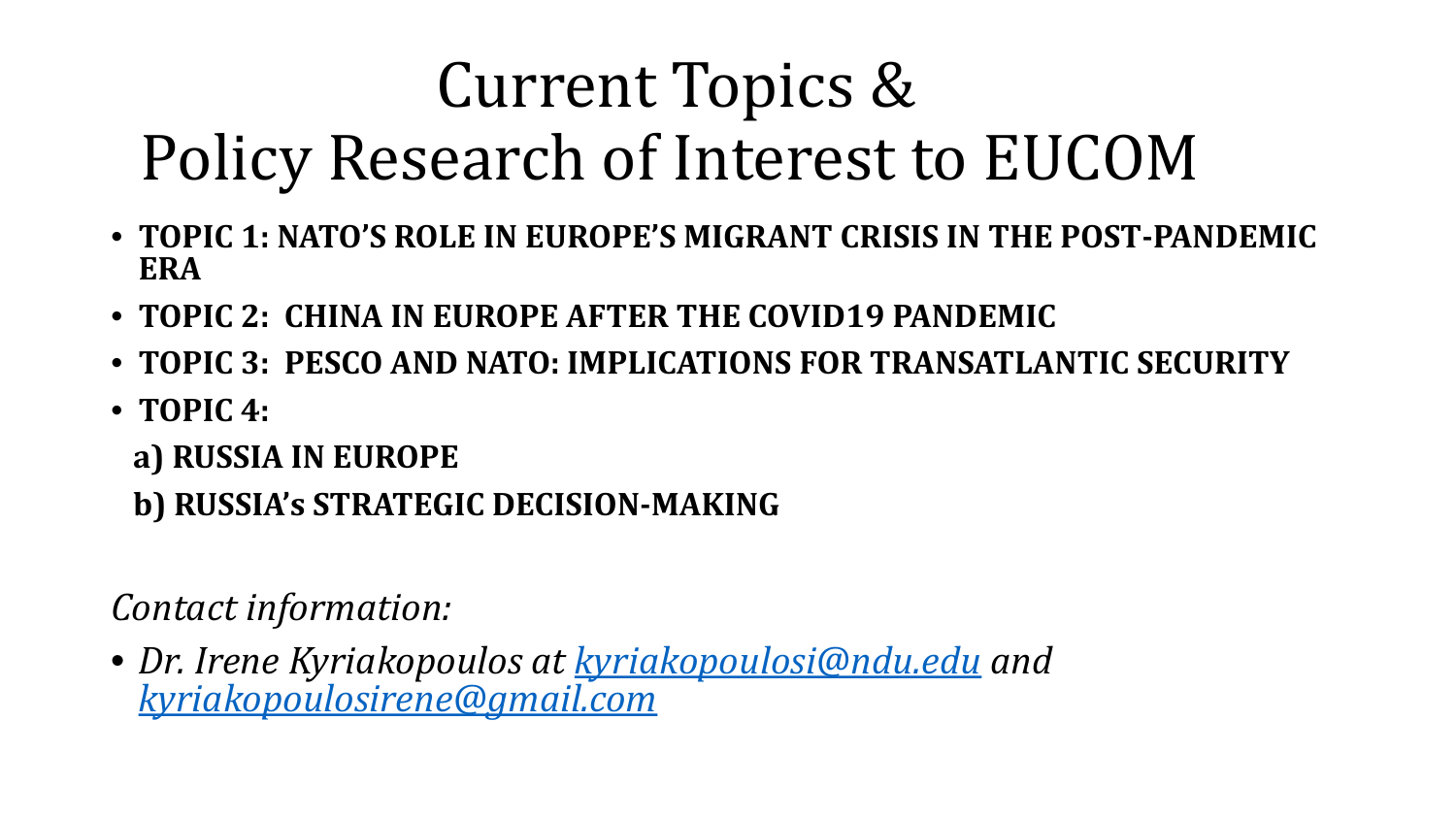# Current Topics & Policy Research of Interest to EUCOM

- **TOPIC 1: NATO'S ROLE IN EUROPE'S MIGRANT CRISIS IN THE POST-PANDEMIC ERA**
- **TOPIC 2: CHINA IN EUROPE AFTER THE COVID19 PANDEMIC**
- **TOPIC 3: PESCO AND NATO: IMPLICATIONS FOR TRANSATLANTIC SECURITY**
- **TOPIC 4:**

  **a) RUSSIA IN EUROPE**

  **b) RUSSIA's STRATEGIC DECISION-MAKING**

*Contact information:*

- *Dr. Irene Kyriakopoulos at [kyriakopoulosi@ndu.edu](mailto:kyriakopoulosi@ndu.edu) and [kyriakopoulosirene@gmail.com](mailto:kyriakopoulosirene@gmail.com)*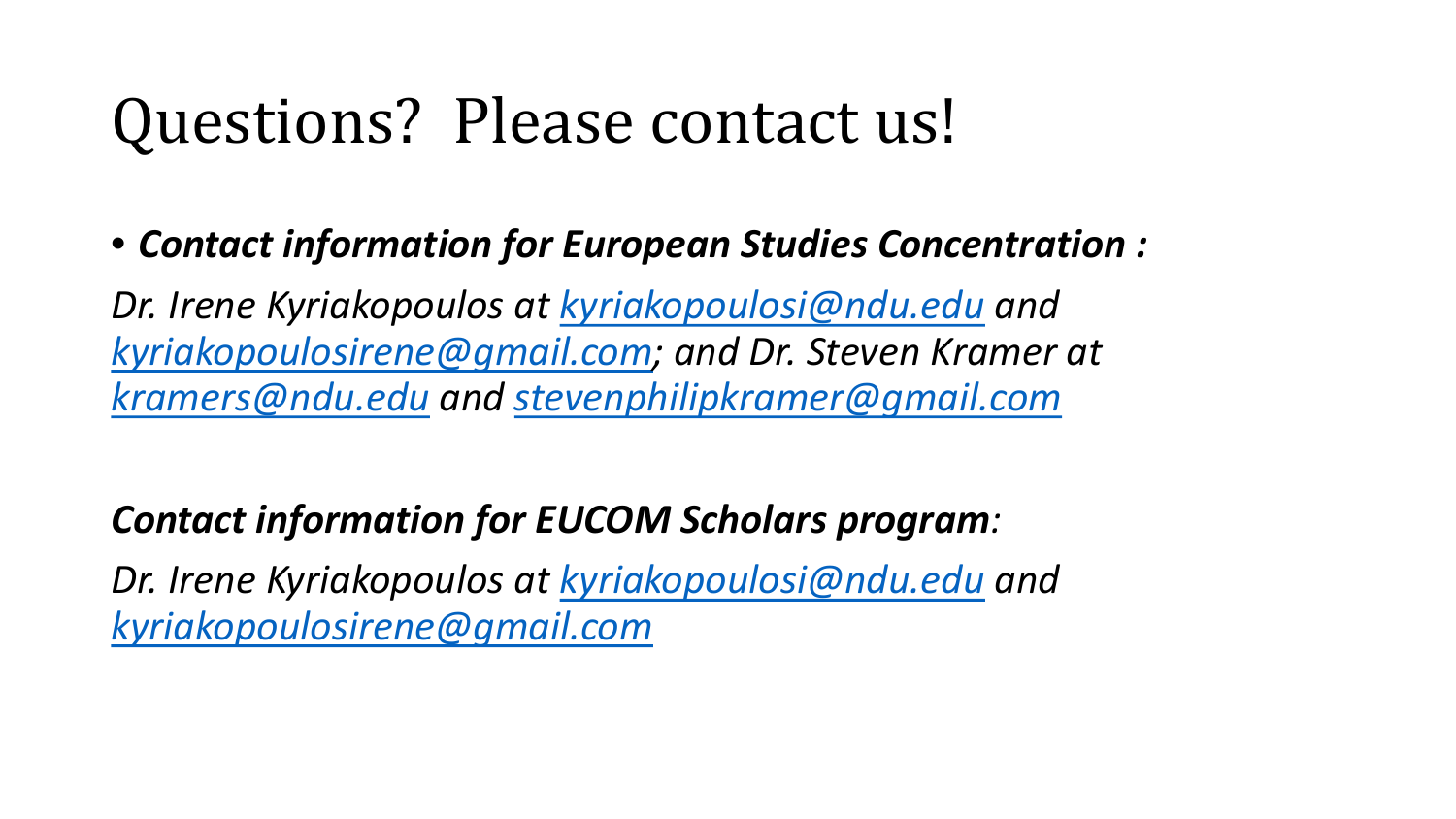# Questions? Please contact us!

- ***Contact information for European Studies Concentration :***

*Dr. Irene Kyriakopoulos at kyriakopoulosi@ndu.edu and kyriakopoulosirene@gmail.com; and Dr. Steven Kramer at kramers@ndu.edu and stevenphilipkramer@gmail.com*

***Contact information for EUCOM Scholars program:***

*Dr. Irene Kyriakopoulos at kyriakopoulosi@ndu.edu and kyriakopoulosirene@gmail.com*